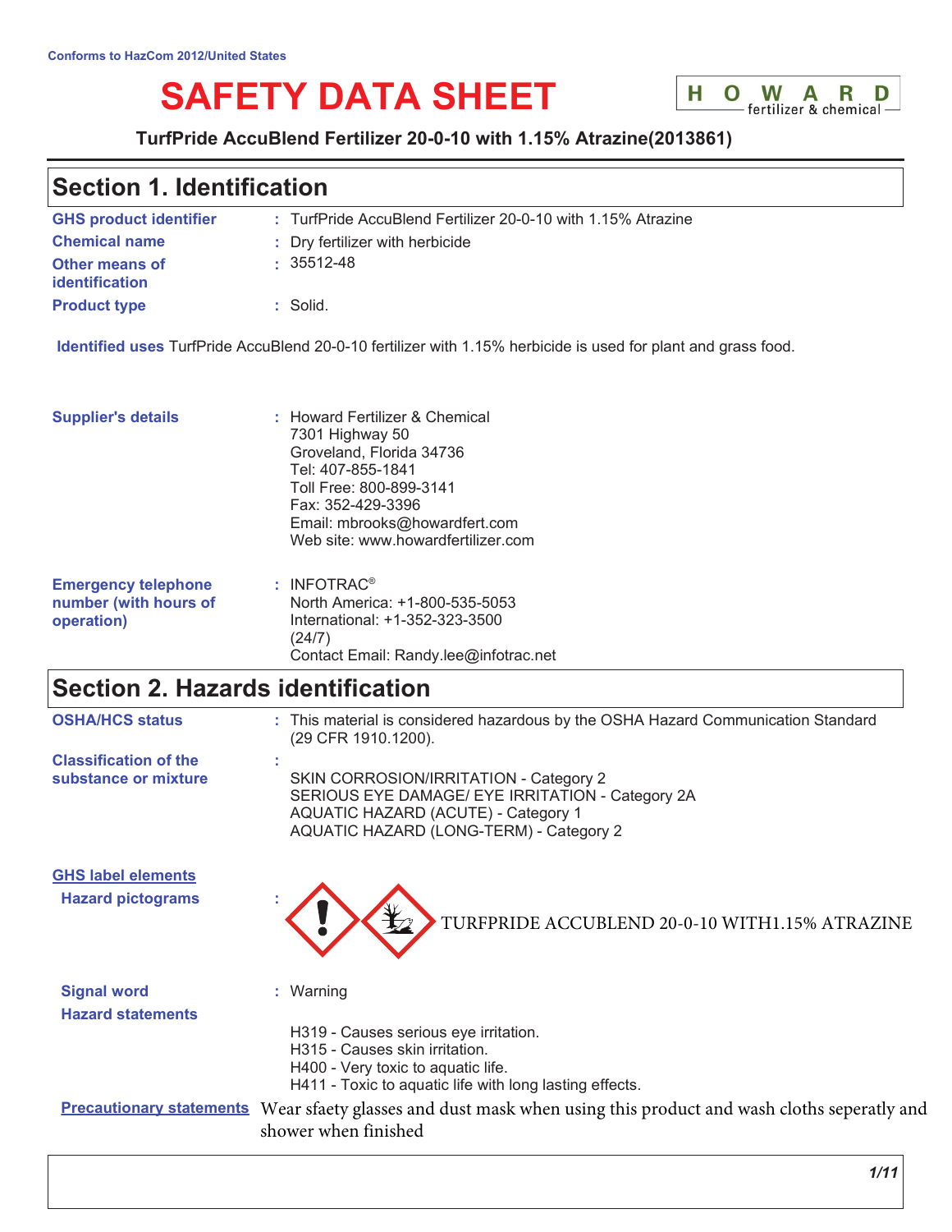Conforms to HazCom 2012/United States

# SAFETY DATA SHEET

HOWARD fertilizer & chemical

**TurfPride AccuBlend Fertilizer 20-0-10 with 1.15% Atrazine(2013861)**

## Section 1. Identification

**GHS product identifier** : TurfPride AccuBlend Fertilizer 20-0-10 with 1.15% Atrazine

**Chemical name** : Dry fertilizer with herbicide

**Other means of identification** : 35512-48

**Product type** : Solid.

**Identified uses** TurfPride AccuBlend 20-0-10 fertilizer with 1.15% herbicide is used for plant and grass food.

**Supplier's details** : Howard Fertilizer & Chemical
7301 Highway 50
Groveland, Florida 34736
Tel: 407-855-1841
Toll Free: 800-899-3141
Fax: 352-429-3396
Email: mbrooks@howardfert.com
Web site: www.howardfertilizer.com

**Emergency telephone number (with hours of operation)** : INFOTRAC®
North America: +1-800-535-5053
International: +1-352-323-3500
(24/7)
Contact Email: Randy.lee@infotrac.net

## Section 2. Hazards identification

**OSHA/HCS status** : This material is considered hazardous by the OSHA Hazard Communication Standard (29 CFR 1910.1200).

**Classification of the substance or mixture** :
SKIN CORROSION/IRRITATION - Category 2
SERIOUS EYE DAMAGE/ EYE IRRITATION - Category 2A
AQUATIC HAZARD (ACUTE) - Category 1
AQUATIC HAZARD (LONG-TERM) - Category 2

**GHS label elements**

**Hazard pictograms** : TURFPRIDE ACCUBLEND 20-0-10 WITH1.15% ATRAZINE

**Signal word** : Warning

**Hazard statements**

H319 - Causes serious eye irritation.
H315 - Causes skin irritation.
H400 - Very toxic to aquatic life.
H411 - Toxic to aquatic life with long lasting effects.

**Precautionary statements** Wear sfaety glasses and dust mask when using this product and wash cloths seperatly and shower when finished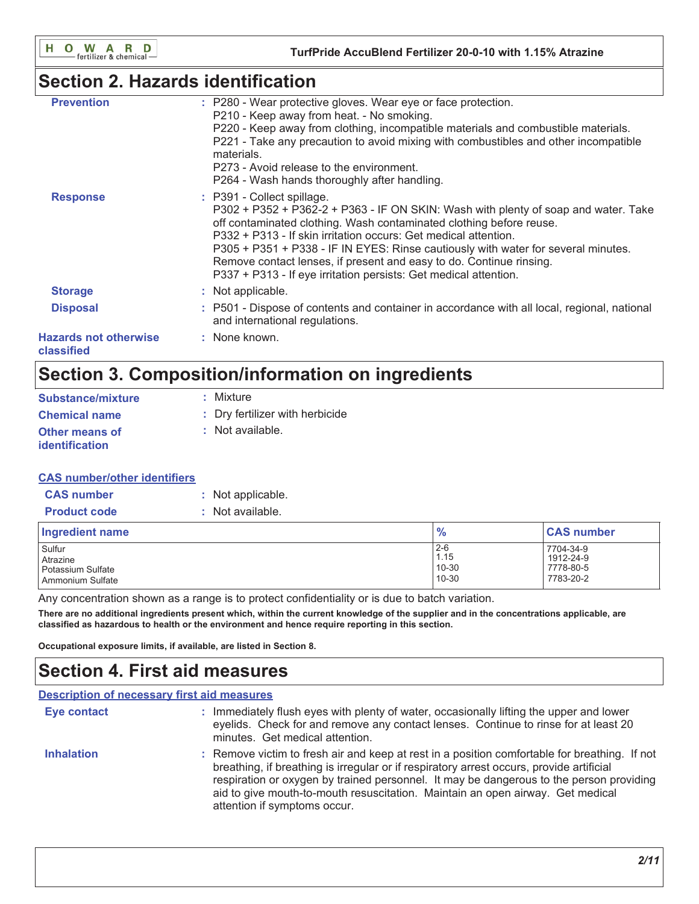## Section 2. Hazards identification

**Prevention** : P280 - Wear protective gloves. Wear eye or face protection.
P210 - Keep away from heat. - No smoking.
P220 - Keep away from clothing, incompatible materials and combustible materials.
P221 - Take any precaution to avoid mixing with combustibles and other incompatible materials.
P273 - Avoid release to the environment.
P264 - Wash hands thoroughly after handling.

**Response** : P391 - Collect spillage.
P302 + P352 + P362-2 + P363 - IF ON SKIN: Wash with plenty of soap and water. Take off contaminated clothing. Wash contaminated clothing before reuse.
P332 + P313 - If skin irritation occurs: Get medical attention.
P305 + P351 + P338 - IF IN EYES: Rinse cautiously with water for several minutes. Remove contact lenses, if present and easy to do. Continue rinsing.
P337 + P313 - If eye irritation persists: Get medical attention.

**Storage** : Not applicable.

**Disposal** : P501 - Dispose of contents and container in accordance with all local, regional, national and international regulations.

**Hazards not otherwise classified** : None known.

## Section 3. Composition/information on ingredients

**Substance/mixture** : Mixture

**Chemical name** : Dry fertilizer with herbicide

**Other means of identification** : Not available.

**CAS number/other identifiers**

**CAS number** : Not applicable.

**Product code** : Not available.

| Ingredient name | % | CAS number |
|---|---|---|
| Sulfur | 2-6 | 7704-34-9 |
| Atrazine | 1.15 | 1912-24-9 |
| Potassium Sulfate | 10-30 | 7778-80-5 |
| Ammonium Sulfate | 10-30 | 7783-20-2 |

Any concentration shown as a range is to protect confidentiality or is due to batch variation.

**There are no additional ingredients present which, within the current knowledge of the supplier and in the concentrations applicable, are classified as hazardous to health or the environment and hence require reporting in this section.**

**Occupational exposure limits, if available, are listed in Section 8.**

## Section 4. First aid measures

**Description of necessary first aid measures**

**Eye contact** : Immediately flush eyes with plenty of water, occasionally lifting the upper and lower eyelids. Check for and remove any contact lenses. Continue to rinse for at least 20 minutes. Get medical attention.

**Inhalation** : Remove victim to fresh air and keep at rest in a position comfortable for breathing. If not breathing, if breathing is irregular or if respiratory arrest occurs, provide artificial respiration or oxygen by trained personnel. It may be dangerous to the person providing aid to give mouth-to-mouth resuscitation. Maintain an open airway. Get medical attention if symptoms occur.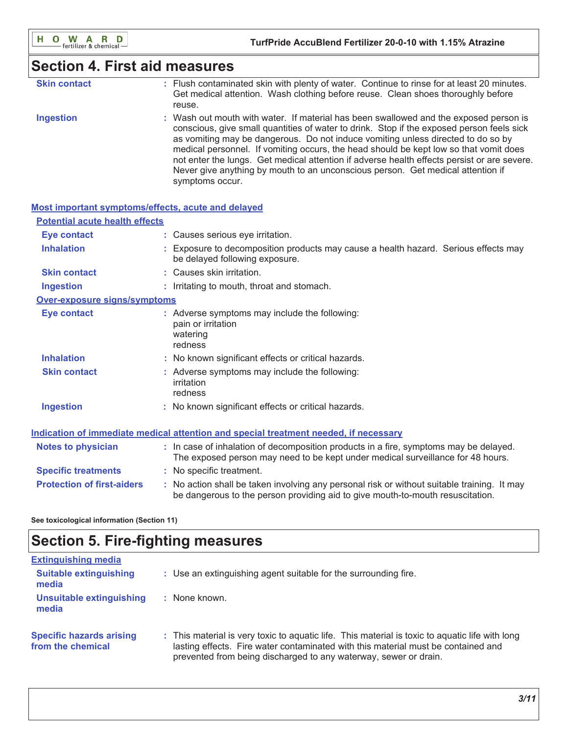## Section 4. First aid measures

**Skin contact** : Flush contaminated skin with plenty of water. Continue to rinse for at least 20 minutes. Get medical attention. Wash clothing before reuse. Clean shoes thoroughly before reuse.

**Ingestion** : Wash out mouth with water. If material has been swallowed and the exposed person is conscious, give small quantities of water to drink. Stop if the exposed person feels sick as vomiting may be dangerous. Do not induce vomiting unless directed to do so by medical personnel. If vomiting occurs, the head should be kept low so that vomit does not enter the lungs. Get medical attention if adverse health effects persist or are severe. Never give anything by mouth to an unconscious person. Get medical attention if symptoms occur.

### Most important symptoms/effects, acute and delayed

#### Potential acute health effects

**Eye contact** : Causes serious eye irritation.

**Inhalation** : Exposure to decomposition products may cause a health hazard. Serious effects may be delayed following exposure.

**Skin contact** : Causes skin irritation.

**Ingestion** : Irritating to mouth, throat and stomach.

#### Over-exposure signs/symptoms

**Eye contact** : Adverse symptoms may include the following:
pain or irritation
watering
redness

**Inhalation** : No known significant effects or critical hazards.

**Skin contact** : Adverse symptoms may include the following:
irritation
redness

**Ingestion** : No known significant effects or critical hazards.

### Indication of immediate medical attention and special treatment needed, if necessary

**Notes to physician** : In case of inhalation of decomposition products in a fire, symptoms may be delayed. The exposed person may need to be kept under medical surveillance for 48 hours.

**Specific treatments** : No specific treatment.

**Protection of first-aiders** : No action shall be taken involving any personal risk or without suitable training. It may be dangerous to the person providing aid to give mouth-to-mouth resuscitation.

**See toxicological information (Section 11)**

## Section 5. Fire-fighting measures

### Extinguishing media

**Suitable extinguishing media** : Use an extinguishing agent suitable for the surrounding fire.

**Unsuitable extinguishing media** : None known.

**Specific hazards arising from the chemical** : This material is very toxic to aquatic life. This material is toxic to aquatic life with long lasting effects. Fire water contaminated with this material must be contained and prevented from being discharged to any waterway, sewer or drain.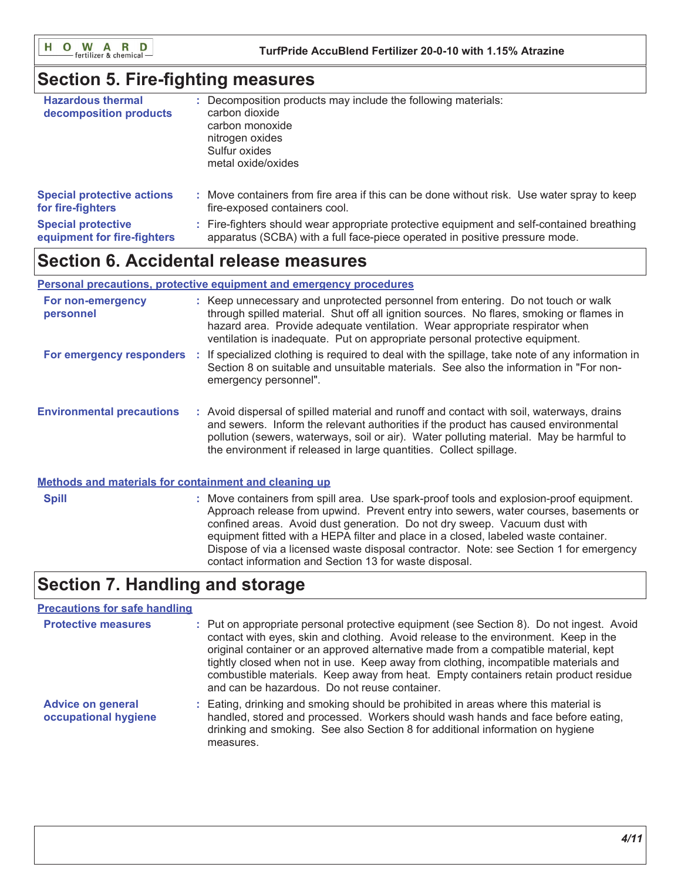## Section 5. Fire-fighting measures

**Hazardous thermal decomposition products** : Decomposition products may include the following materials:
carbon dioxide
carbon monoxide
nitrogen oxides
Sulfur oxides
metal oxide/oxides

**Special protective actions for fire-fighters** : Move containers from fire area if this can be done without risk. Use water spray to keep fire-exposed containers cool.

**Special protective equipment for fire-fighters** : Fire-fighters should wear appropriate protective equipment and self-contained breathing apparatus (SCBA) with a full face-piece operated in positive pressure mode.

## Section 6. Accidental release measures

### Personal precautions, protective equipment and emergency procedures

**For non-emergency personnel** : Keep unnecessary and unprotected personnel from entering. Do not touch or walk through spilled material. Shut off all ignition sources. No flares, smoking or flames in hazard area. Provide adequate ventilation. Wear appropriate respirator when ventilation is inadequate. Put on appropriate personal protective equipment.

**For emergency responders** : If specialized clothing is required to deal with the spillage, take note of any information in Section 8 on suitable and unsuitable materials. See also the information in "For non-emergency personnel".

**Environmental precautions** : Avoid dispersal of spilled material and runoff and contact with soil, waterways, drains and sewers. Inform the relevant authorities if the product has caused environmental pollution (sewers, waterways, soil or air). Water polluting material. May be harmful to the environment if released in large quantities. Collect spillage.

### Methods and materials for containment and cleaning up

**Spill** : Move containers from spill area. Use spark-proof tools and explosion-proof equipment. Approach release from upwind. Prevent entry into sewers, water courses, basements or confined areas. Avoid dust generation. Do not dry sweep. Vacuum dust with equipment fitted with a HEPA filter and place in a closed, labeled waste container. Dispose of via a licensed waste disposal contractor. Note: see Section 1 for emergency contact information and Section 13 for waste disposal.

## Section 7. Handling and storage

### Precautions for safe handling

**Protective measures** : Put on appropriate personal protective equipment (see Section 8). Do not ingest. Avoid contact with eyes, skin and clothing. Avoid release to the environment. Keep in the original container or an approved alternative made from a compatible material, kept tightly closed when not in use. Keep away from clothing, incompatible materials and combustible materials. Keep away from heat. Empty containers retain product residue and can be hazardous. Do not reuse container.

**Advice on general occupational hygiene** : Eating, drinking and smoking should be prohibited in areas where this material is handled, stored and processed. Workers should wash hands and face before eating, drinking and smoking. See also Section 8 for additional information on hygiene measures.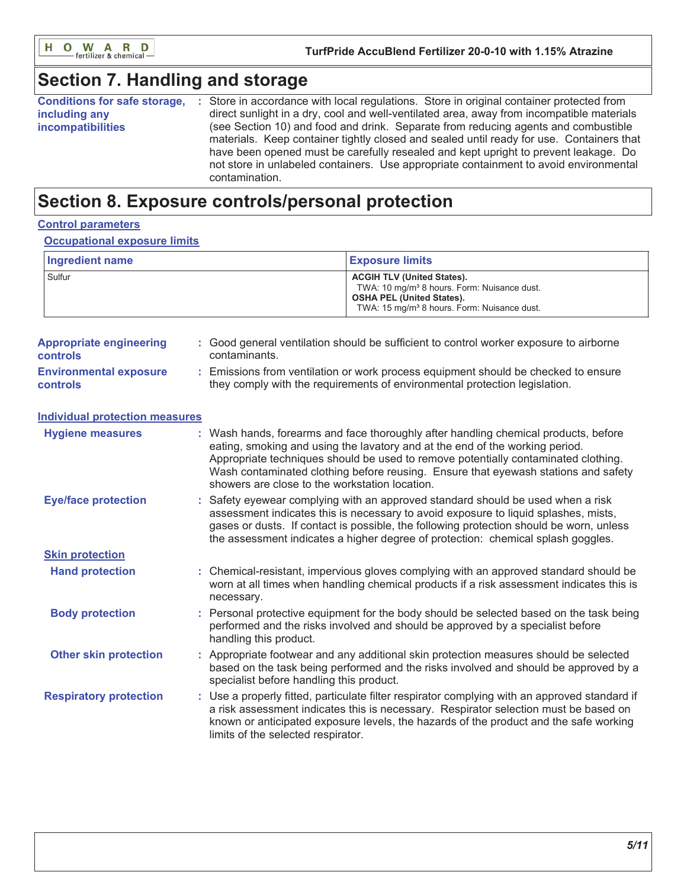## Section 7. Handling and storage

**Conditions for safe storage, including any incompatibilities** : Store in accordance with local regulations. Store in original container protected from direct sunlight in a dry, cool and well-ventilated area, away from incompatible materials (see Section 10) and food and drink. Separate from reducing agents and combustible materials. Keep container tightly closed and sealed until ready for use. Containers that have been opened must be carefully resealed and kept upright to prevent leakage. Do not store in unlabeled containers. Use appropriate containment to avoid environmental contamination.

## Section 8. Exposure controls/personal protection

### Control parameters

#### Occupational exposure limits

| Ingredient name | Exposure limits |
|---|---|
| Sulfur | **ACGIH TLV (United States).** TWA: 10 mg/m³ 8 hours. Form: Nuisance dust. **OSHA PEL (United States).** TWA: 15 mg/m³ 8 hours. Form: Nuisance dust. |

**Appropriate engineering controls** : Good general ventilation should be sufficient to control worker exposure to airborne contaminants.

**Environmental exposure controls** : Emissions from ventilation or work process equipment should be checked to ensure they comply with the requirements of environmental protection legislation.

### Individual protection measures

**Hygiene measures** : Wash hands, forearms and face thoroughly after handling chemical products, before eating, smoking and using the lavatory and at the end of the working period. Appropriate techniques should be used to remove potentially contaminated clothing. Wash contaminated clothing before reusing. Ensure that eyewash stations and safety showers are close to the workstation location.

**Eye/face protection** : Safety eyewear complying with an approved standard should be used when a risk assessment indicates this is necessary to avoid exposure to liquid splashes, mists, gases or dusts. If contact is possible, the following protection should be worn, unless the assessment indicates a higher degree of protection: chemical splash goggles.

#### Skin protection

**Hand protection** : Chemical-resistant, impervious gloves complying with an approved standard should be worn at all times when handling chemical products if a risk assessment indicates this is necessary.

**Body protection** : Personal protective equipment for the body should be selected based on the task being performed and the risks involved and should be approved by a specialist before handling this product.

**Other skin protection** : Appropriate footwear and any additional skin protection measures should be selected based on the task being performed and the risks involved and should be approved by a specialist before handling this product.

**Respiratory protection** : Use a properly fitted, particulate filter respirator complying with an approved standard if a risk assessment indicates this is necessary. Respirator selection must be based on known or anticipated exposure levels, the hazards of the product and the safe working limits of the selected respirator.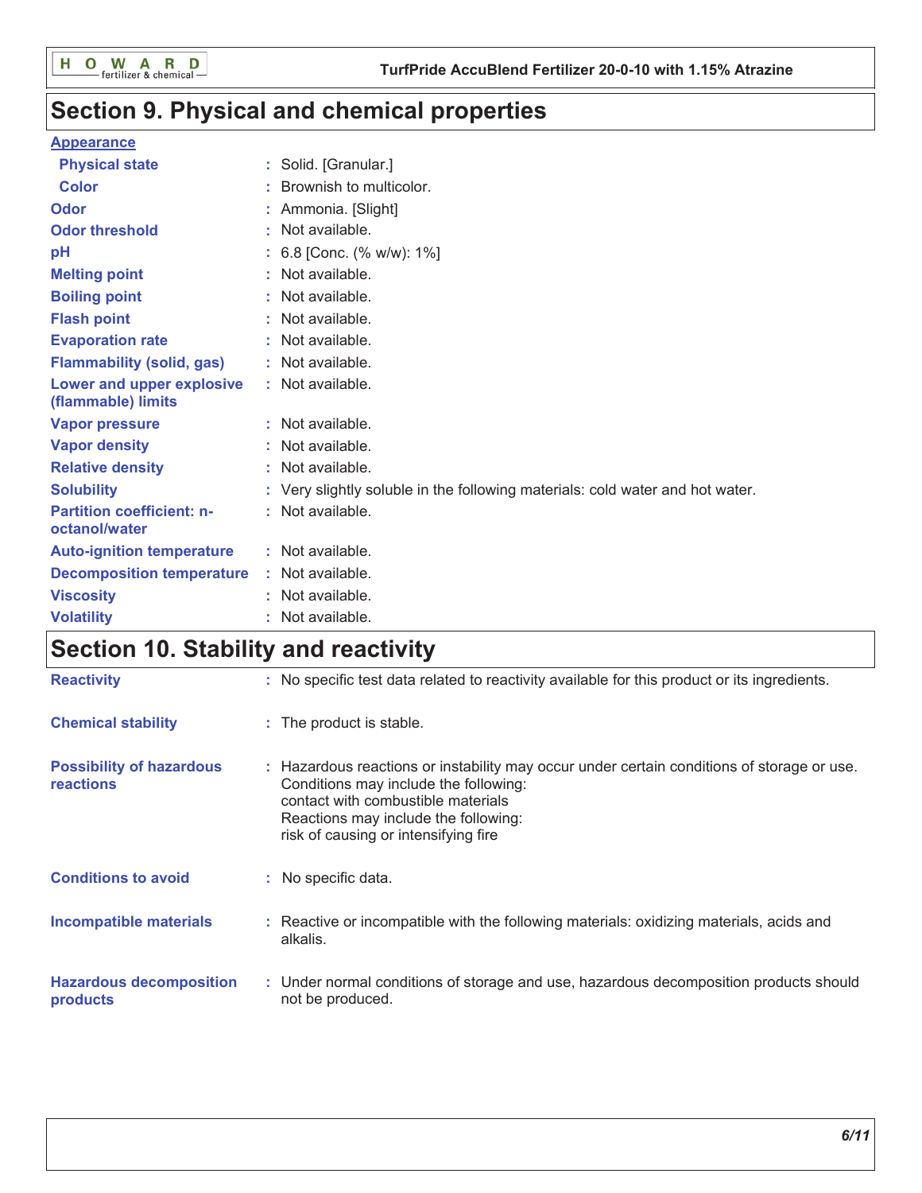## Section 9. Physical and chemical properties

**Appearance**

| | |
|---|---|
| **Physical state** | : Solid. [Granular.] |
| **Color** | : Brownish to multicolor. |
| **Odor** | : Ammonia. [Slight] |
| **Odor threshold** | : Not available. |
| **pH** | : 6.8 [Conc. (% w/w): 1%] |
| **Melting point** | : Not available. |
| **Boiling point** | : Not available. |
| **Flash point** | : Not available. |
| **Evaporation rate** | : Not available. |
| **Flammability (solid, gas)** | : Not available. |
| **Lower and upper explosive (flammable) limits** | : Not available. |
| **Vapor pressure** | : Not available. |
| **Vapor density** | : Not available. |
| **Relative density** | : Not available. |
| **Solubility** | : Very slightly soluble in the following materials: cold water and hot water. |
| **Partition coefficient: n-octanol/water** | : Not available. |
| **Auto-ignition temperature** | : Not available. |
| **Decomposition temperature** | : Not available. |
| **Viscosity** | : Not available. |
| **Volatility** | : Not available. |

## Section 10. Stability and reactivity

**Reactivity** : No specific test data related to reactivity available for this product or its ingredients.

**Chemical stability** : The product is stable.

**Possibility of hazardous reactions** : Hazardous reactions or instability may occur under certain conditions of storage or use.
Conditions may include the following:
contact with combustible materials
Reactions may include the following:
risk of causing or intensifying fire

**Conditions to avoid** : No specific data.

**Incompatible materials** : Reactive or incompatible with the following materials: oxidizing materials, acids and alkalis.

**Hazardous decomposition products** : Under normal conditions of storage and use, hazardous decomposition products should not be produced.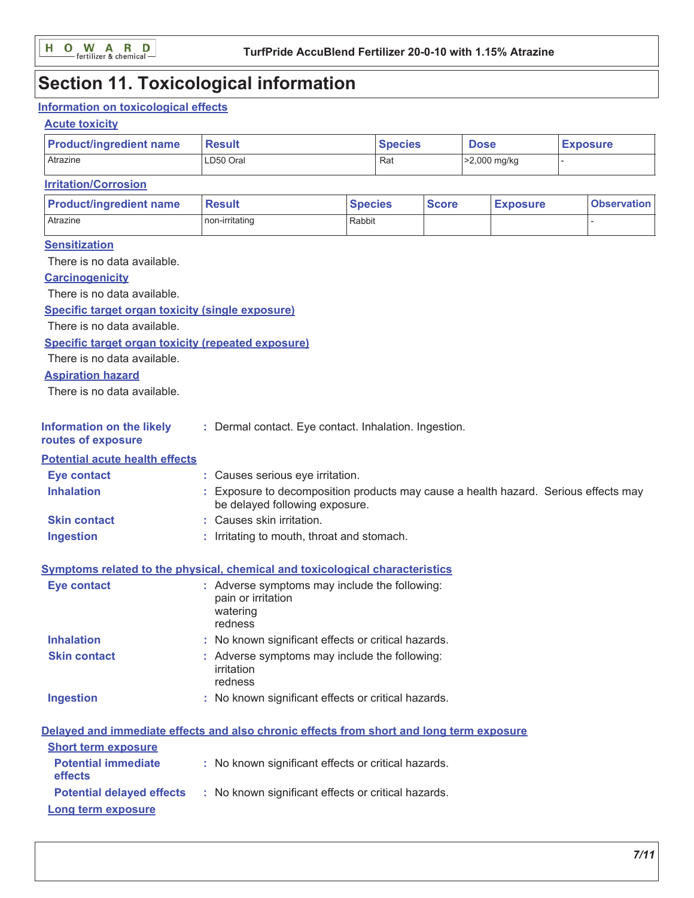# Section 11. Toxicological information

## Information on toxicological effects

### Acute toxicity

| Product/ingredient name | Result | Species | Dose | Exposure |
|---|---|---|---|---|
| Atrazine | LD50 Oral | Rat | >2,000 mg/kg | - |

### Irritation/Corrosion

| Product/ingredient name | Result | Species | Score | Exposure | Observation |
|---|---|---|---|---|---|
| Atrazine | non-irritating | Rabbit | | | - |

### Sensitization

There is no data available.

### Carcinogenicity

There is no data available.

### Specific target organ toxicity (single exposure)

There is no data available.

### Specific target organ toxicity (repeated exposure)

There is no data available.

### Aspiration hazard

There is no data available.

**Information on the likely routes of exposure** : Dermal contact. Eye contact. Inhalation. Ingestion.

### Potential acute health effects

**Eye contact** : Causes serious eye irritation.

**Inhalation** : Exposure to decomposition products may cause a health hazard. Serious effects may be delayed following exposure.

**Skin contact** : Causes skin irritation.

**Ingestion** : Irritating to mouth, throat and stomach.

### Symptoms related to the physical, chemical and toxicological characteristics

**Eye contact** : Adverse symptoms may include the following:
pain or irritation
watering
redness

**Inhalation** : No known significant effects or critical hazards.

**Skin contact** : Adverse symptoms may include the following:
irritation
redness

**Ingestion** : No known significant effects or critical hazards.

### Delayed and immediate effects and also chronic effects from short and long term exposure

#### Short term exposure

**Potential immediate effects** : No known significant effects or critical hazards.

**Potential delayed effects** : No known significant effects or critical hazards.

#### Long term exposure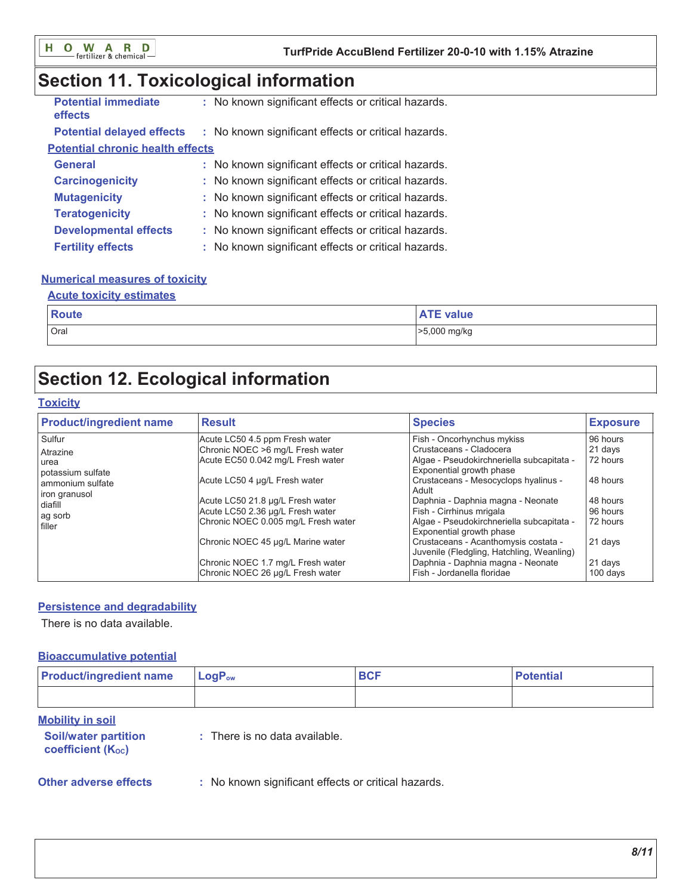## Section 11. Toxicological information

**Potential immediate effects** : No known significant effects or critical hazards.

**Potential delayed effects** : No known significant effects or critical hazards.

**Potential chronic health effects**

**General** : No known significant effects or critical hazards.

**Carcinogenicity** : No known significant effects or critical hazards.

**Mutagenicity** : No known significant effects or critical hazards.

**Teratogenicity** : No known significant effects or critical hazards.

**Developmental effects** : No known significant effects or critical hazards.

**Fertility effects** : No known significant effects or critical hazards.

**Numerical measures of toxicity**

**Acute toxicity estimates**

| Route | ATE value |
|---|---|
| Oral | >5,000 mg/kg |

## Section 12. Ecological information

**Toxicity**

| Product/ingredient name | Result | Species | Exposure |
|---|---|---|---|
| Sulfur<br>Atrazine<br>urea<br>potassium sulfate<br>ammonium sulfate<br>iron granusol<br>diafill<br>ag sorb<br>filler | Acute LC50 4.5 ppm Fresh water | Fish - Oncorhynchus mykiss | 96 hours |
| | Chronic NOEC >6 mg/L Fresh water | Crustaceans - Cladocera | 21 days |
| | Acute EC50 0.042 mg/L Fresh water | Algae - Pseudokirchneriella subcapitata - Exponential growth phase | 72 hours |
| | Acute LC50 4 µg/L Fresh water | Crustaceans - Mesocyclops hyalinus - Adult | 48 hours |
| | Acute LC50 21.8 µg/L Fresh water | Daphnia - Daphnia magna - Neonate | 48 hours |
| | Acute LC50 2.36 µg/L Fresh water | Fish - Cirrhinus mrigala | 96 hours |
| | Chronic NOEC 0.005 mg/L Fresh water | Algae - Pseudokirchneriella subcapitata - Exponential growth phase | 72 hours |
| | Chronic NOEC 45 µg/L Marine water | Crustaceans - Acanthomysis costata - Juvenile (Fledgling, Hatchling, Weanling) | 21 days |
| | Chronic NOEC 1.7 mg/L Fresh water | Daphnia - Daphnia magna - Neonate | 21 days |
| | Chronic NOEC 26 µg/L Fresh water | Fish - Jordanella floridae | 100 days |

**Persistence and degradability**

There is no data available.

**Bioaccumulative potential**

| Product/ingredient name | $LogP_{ow}$ | BCF | Potential |
|---|---|---|---|
| | | | |

**Mobility in soil**

**Soil/water partition coefficient ($K_{OC}$)** : There is no data available.

**Other adverse effects** : No known significant effects or critical hazards.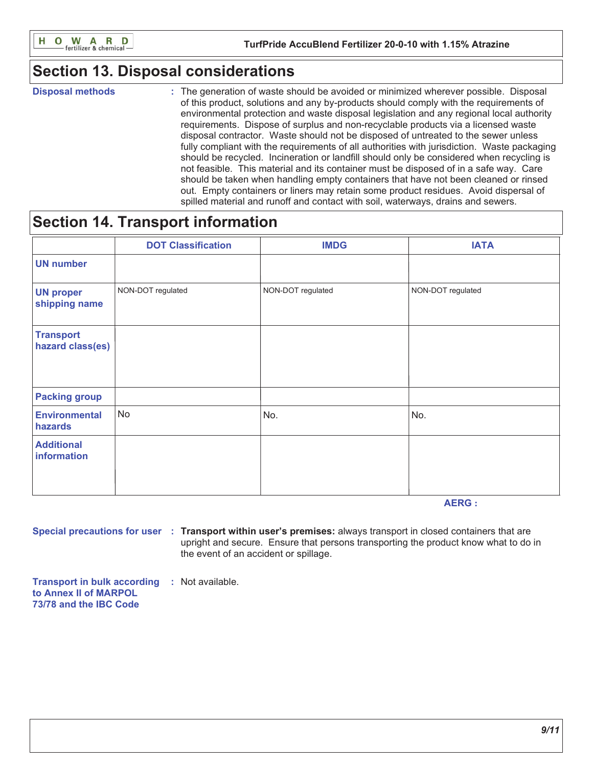## Section 13. Disposal considerations

**Disposal methods** : The generation of waste should be avoided or minimized wherever possible. Disposal of this product, solutions and any by-products should comply with the requirements of environmental protection and waste disposal legislation and any regional local authority requirements. Dispose of surplus and non-recyclable products via a licensed waste disposal contractor. Waste should not be disposed of untreated to the sewer unless fully compliant with the requirements of all authorities with jurisdiction. Waste packaging should be recycled. Incineration or landfill should only be considered when recycling is not feasible. This material and its container must be disposed of in a safe way. Care should be taken when handling empty containers that have not been cleaned or rinsed out. Empty containers or liners may retain some product residues. Avoid dispersal of spilled material and runoff and contact with soil, waterways, drains and sewers.

## Section 14. Transport information

| | DOT Classification | IMDG | IATA |
|---|---|---|---|
| UN number | | | |
| UN proper shipping name | NON-DOT regulated | NON-DOT regulated | NON-DOT regulated |
| Transport hazard class(es) | | | |
| Packing group | | | |
| Environmental hazards | No | No. | No. |
| Additional information | | | |

**AERG :**

**Special precautions for user** : **Transport within user's premises:** always transport in closed containers that are upright and secure. Ensure that persons transporting the product know what to do in the event of an accident or spillage.

**Transport in bulk according to Annex II of MARPOL 73/78 and the IBC Code** : Not available.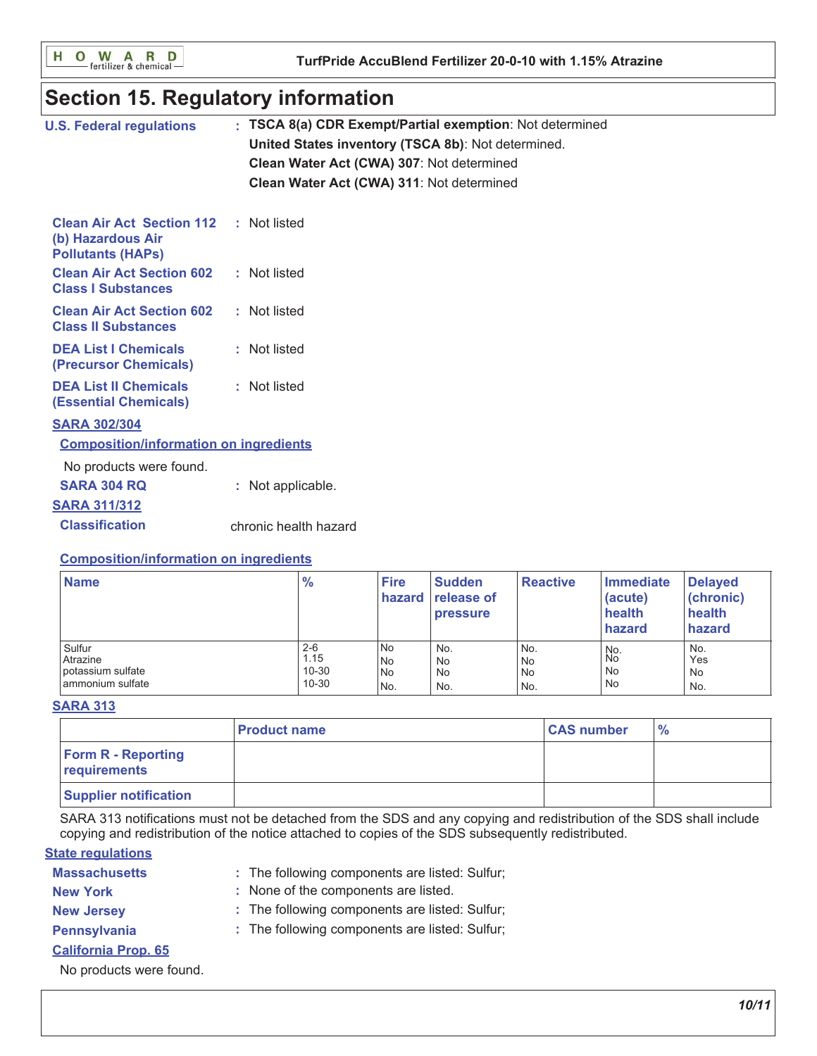## Section 15. Regulatory information

**U.S. Federal regulations** : **TSCA 8(a) CDR Exempt/Partial exemption**: Not determined
**United States inventory (TSCA 8b)**: Not determined.
**Clean Water Act (CWA) 307**: Not determined
**Clean Water Act (CWA) 311**: Not determined

**Clean Air Act Section 112 (b) Hazardous Air Pollutants (HAPs)** : Not listed

**Clean Air Act Section 602 Class I Substances** : Not listed

**Clean Air Act Section 602 Class II Substances** : Not listed

**DEA List I Chemicals (Precursor Chemicals)** : Not listed

**DEA List II Chemicals (Essential Chemicals)** : Not listed

**SARA 302/304**

**Composition/information on ingredients**

No products were found.

**SARA 304 RQ** : Not applicable.

**SARA 311/312**

**Classification** chronic health hazard

**Composition/information on ingredients**

| Name | % | Fire hazard | Sudden release of pressure | Reactive | Immediate (acute) health hazard | Delayed (chronic) health hazard |
|---|---|---|---|---|---|---|
| Sulfur | 2-6 | No | No. | No. | No. | No. |
| Atrazine | 1.15 | No | No | No | No | Yes |
| potassium sulfate | 10-30 | No | No | No | No | No |
| ammonium sulfate | 10-30 | No. | No. | No. | No | No. |

**SARA 313**

| | Product name | CAS number | % |
|---|---|---|---|
| Form R - Reporting requirements | | | |
| Supplier notification | | | |

SARA 313 notifications must not be detached from the SDS and any copying and redistribution of the SDS shall include copying and redistribution of the notice attached to copies of the SDS subsequently redistributed.

**State regulations**

**Massachusetts** : The following components are listed: Sulfur;
**New York** : None of the components are listed.
**New Jersey** : The following components are listed: Sulfur;
**Pennsylvania** : The following components are listed: Sulfur;

**California Prop. 65**

No products were found.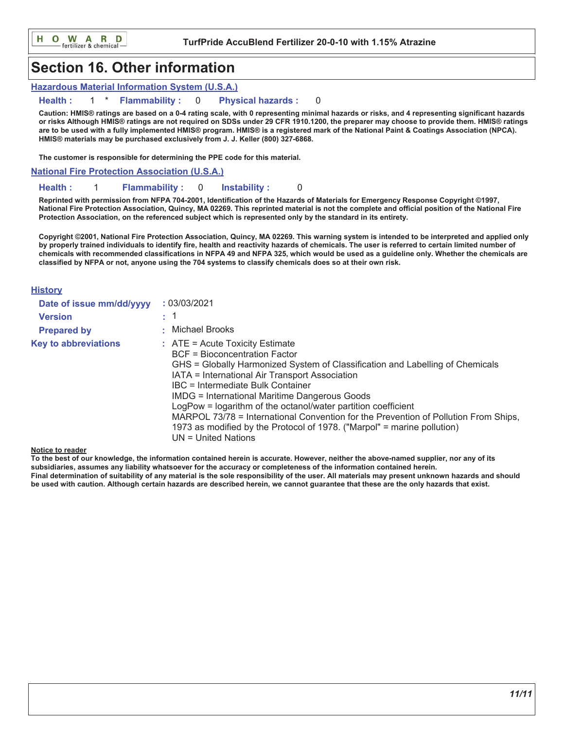# Section 16. Other information

**Hazardous Material Information System (U.S.A.)**

**Health :** 1 * **Flammability :** 0 **Physical hazards :** 0

**Caution: HMIS® ratings are based on a 0-4 rating scale, with 0 representing minimal hazards or risks, and 4 representing significant hazards or risks Although HMIS® ratings are not required on SDSs under 29 CFR 1910.1200, the preparer may choose to provide them. HMIS® ratings are to be used with a fully implemented HMIS® program. HMIS® is a registered mark of the National Paint & Coatings Association (NPCA). HMIS® materials may be purchased exclusively from J. J. Keller (800) 327-6868.**

**The customer is responsible for determining the PPE code for this material.**

**National Fire Protection Association (U.S.A.)**

**Health :** 1 **Flammability :** 0 **Instability :** 0

**Reprinted with permission from NFPA 704-2001, Identification of the Hazards of Materials for Emergency Response Copyright ©1997, National Fire Protection Association, Quincy, MA 02269. This reprinted material is not the complete and official position of the National Fire Protection Association, on the referenced subject which is represented only by the standard in its entirety.**

**Copyright ©2001, National Fire Protection Association, Quincy, MA 02269. This warning system is intended to be interpreted and applied only by properly trained individuals to identify fire, health and reactivity hazards of chemicals. The user is referred to certain limited number of chemicals with recommended classifications in NFPA 49 and NFPA 325, which would be used as a guideline only. Whether the chemicals are classified by NFPA or not, anyone using the 704 systems to classify chemicals does so at their own risk.**

**History**

**Date of issue mm/dd/yyyy** : 03/03/2021

**Version** : 1

**Prepared by** : Michael Brooks

**Key to abbreviations** :
ATE = Acute Toxicity Estimate
BCF = Bioconcentration Factor
GHS = Globally Harmonized System of Classification and Labelling of Chemicals
IATA = International Air Transport Association
IBC = Intermediate Bulk Container
IMDG = International Maritime Dangerous Goods
LogPow = logarithm of the octanol/water partition coefficient
MARPOL 73/78 = International Convention for the Prevention of Pollution From Ships, 1973 as modified by the Protocol of 1978. ("Marpol" = marine pollution)
UN = United Nations

**Notice to reader**

**To the best of our knowledge, the information contained herein is accurate. However, neither the above-named supplier, nor any of its subsidiaries, assumes any liability whatsoever for the accuracy or completeness of the information contained herein.**
**Final determination of suitability of any material is the sole responsibility of the user. All materials may present unknown hazards and should be used with caution. Although certain hazards are described herein, we cannot guarantee that these are the only hazards that exist.**